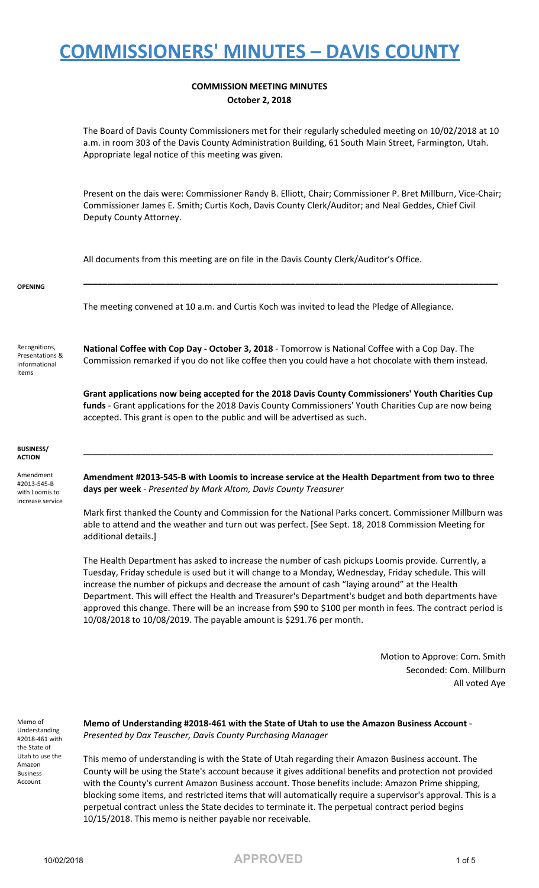# COMMISSIONERS' MINUTES – DAVIS COUNTY

**COMMISSION MEETING MINUTES**
**October 2, 2018**

The Board of Davis County Commissioners met for their regularly scheduled meeting on 10/02/2018 at 10 a.m. in room 303 of the Davis County Administration Building, 61 South Main Street, Farmington, Utah. Appropriate legal notice of this meeting was given.

Present on the dais were: Commissioner Randy B. Elliott, Chair; Commissioner P. Bret Millburn, Vice-Chair; Commissioner James E. Smith; Curtis Koch, Davis County Clerk/Auditor; and Neal Geddes, Chief Civil Deputy County Attorney.

All documents from this meeting are on file in the Davis County Clerk/Auditor's Office.

**OPENING**

The meeting convened at 10 a.m. and Curtis Koch was invited to lead the Pledge of Allegiance.

Recognitions, Presentations & Informational Items

**National Coffee with Cop Day - October 3, 2018** - Tomorrow is National Coffee with a Cop Day. The Commission remarked if you do not like coffee then you could have a hot chocolate with them instead.

**Grant applications now being accepted for the 2018 Davis County Commissioners' Youth Charities Cup funds** - Grant applications for the 2018 Davis County Commissioners' Youth Charities Cup are now being accepted. This grant is open to the public and will be advertised as such.

**BUSINESS/ ACTION**

Amendment #2013-545-B with Loomis to increase service

**Amendment #2013-545-B with Loomis to increase service at the Health Department from two to three days per week** - *Presented by Mark Altom, Davis County Treasurer*

Mark first thanked the County and Commission for the National Parks concert. Commissioner Millburn was able to attend and the weather and turn out was perfect. [See Sept. 18, 2018 Commission Meeting for additional details.]

The Health Department has asked to increase the number of cash pickups Loomis provide. Currently, a Tuesday, Friday schedule is used but it will change to a Monday, Wednesday, Friday schedule. This will increase the number of pickups and decrease the amount of cash "laying around" at the Health Department. This will effect the Health and Treasurer's Department's budget and both departments have approved this change. There will be an increase from $90 to $100 per month in fees. The contract period is 10/08/2018 to 10/08/2019. The payable amount is $291.76 per month.

Motion to Approve: Com. Smith
Seconded: Com. Millburn
All voted Aye

Memo of Understanding #2018-461 with the State of Utah to use the Amazon Business Account

**Memo of Understanding #2018-461 with the State of Utah to use the Amazon Business Account** - *Presented by Dax Teuscher, Davis County Purchasing Manager*

This memo of understanding is with the State of Utah regarding their Amazon Business account. The County will be using the State's account because it gives additional benefits and protection not provided with the County's current Amazon Business account. Those benefits include: Amazon Prime shipping, blocking some items, and restricted items that will automatically require a supervisor's approval. This is a perpetual contract unless the State decides to terminate it. The perpetual contract period begins 10/15/2018. This memo is neither payable nor receivable.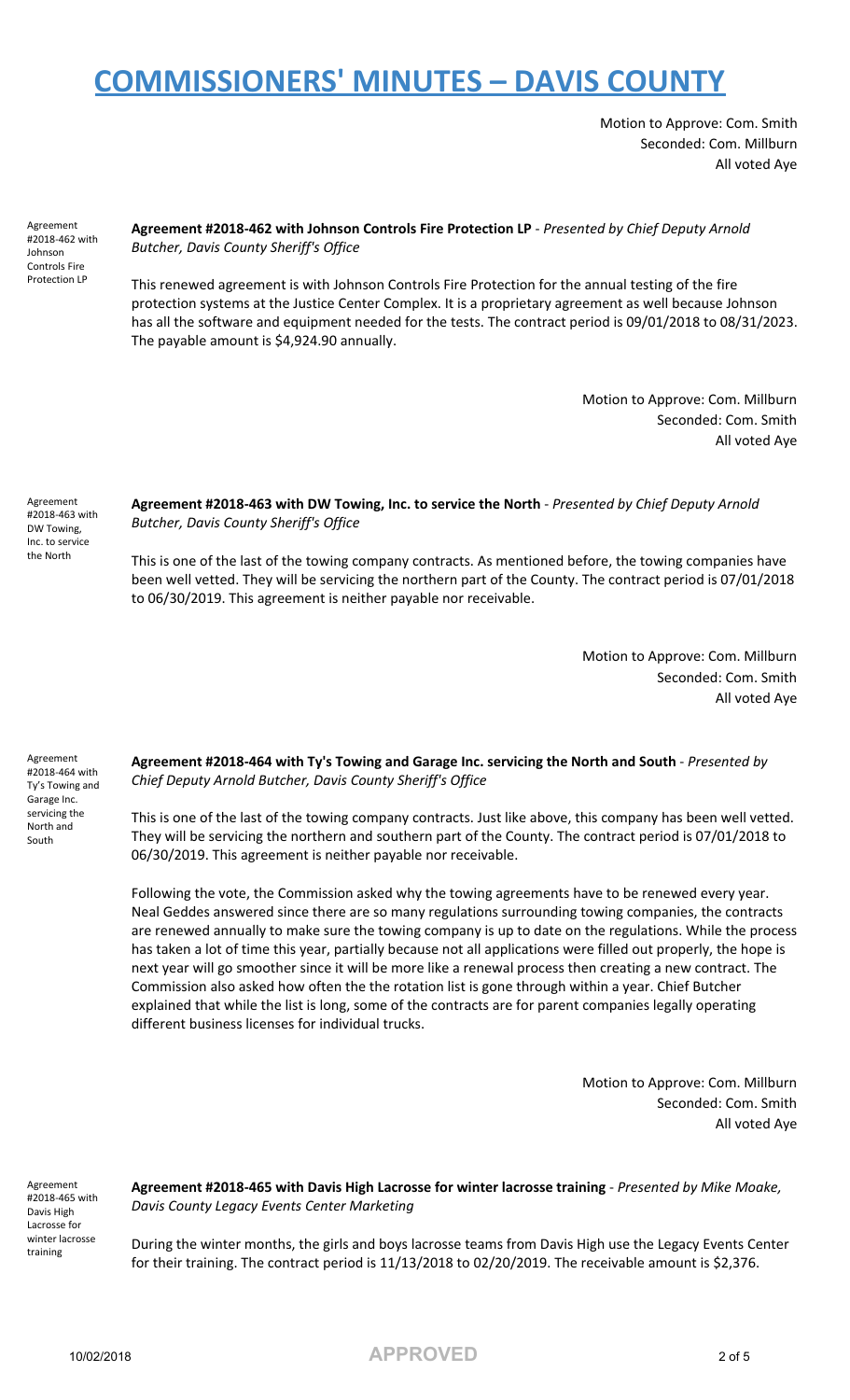Motion to Approve: Com. Smith
Seconded: Com. Millburn
All voted Aye

Agreement #2018-462 with Johnson Controls Fire Protection LP

**Agreement #2018-462 with Johnson Controls Fire Protection LP** - *Presented by Chief Deputy Arnold Butcher, Davis County Sheriff's Office*

This renewed agreement is with Johnson Controls Fire Protection for the annual testing of the fire protection systems at the Justice Center Complex. It is a proprietary agreement as well because Johnson has all the software and equipment needed for the tests. The contract period is 09/01/2018 to 08/31/2023. The payable amount is $4,924.90 annually.

Motion to Approve: Com. Millburn
Seconded: Com. Smith
All voted Aye

Agreement #2018-463 with DW Towing, Inc. to service the North

**Agreement #2018-463 with DW Towing, Inc. to service the North** - *Presented by Chief Deputy Arnold Butcher, Davis County Sheriff's Office*

This is one of the last of the towing company contracts. As mentioned before, the towing companies have been well vetted. They will be servicing the northern part of the County. The contract period is 07/01/2018 to 06/30/2019. This agreement is neither payable nor receivable.

Motion to Approve: Com. Millburn
Seconded: Com. Smith
All voted Aye

Agreement #2018-464 with Ty's Towing and Garage Inc. servicing the North and South

**Agreement #2018-464 with Ty's Towing and Garage Inc. servicing the North and South** - *Presented by Chief Deputy Arnold Butcher, Davis County Sheriff's Office*

This is one of the last of the towing company contracts. Just like above, this company has been well vetted. They will be servicing the northern and southern part of the County. The contract period is 07/01/2018 to 06/30/2019. This agreement is neither payable nor receivable.

Following the vote, the Commission asked why the towing agreements have to be renewed every year. Neal Geddes answered since there are so many regulations surrounding towing companies, the contracts are renewed annually to make sure the towing company is up to date on the regulations. While the process has taken a lot of time this year, partially because not all applications were filled out properly, the hope is next year will go smoother since it will be more like a renewal process then creating a new contract. The Commission also asked how often the the rotation list is gone through within a year. Chief Butcher explained that while the list is long, some of the contracts are for parent companies legally operating different business licenses for individual trucks.

Motion to Approve: Com. Millburn
Seconded: Com. Smith
All voted Aye

Agreement #2018-465 with Davis High Lacrosse for winter lacrosse training

**Agreement #2018-465 with Davis High Lacrosse for winter lacrosse training** - *Presented by Mike Moake, Davis County Legacy Events Center Marketing*

During the winter months, the girls and boys lacrosse teams from Davis High use the Legacy Events Center for their training. The contract period is 11/13/2018 to 02/20/2019. The receivable amount is $2,376.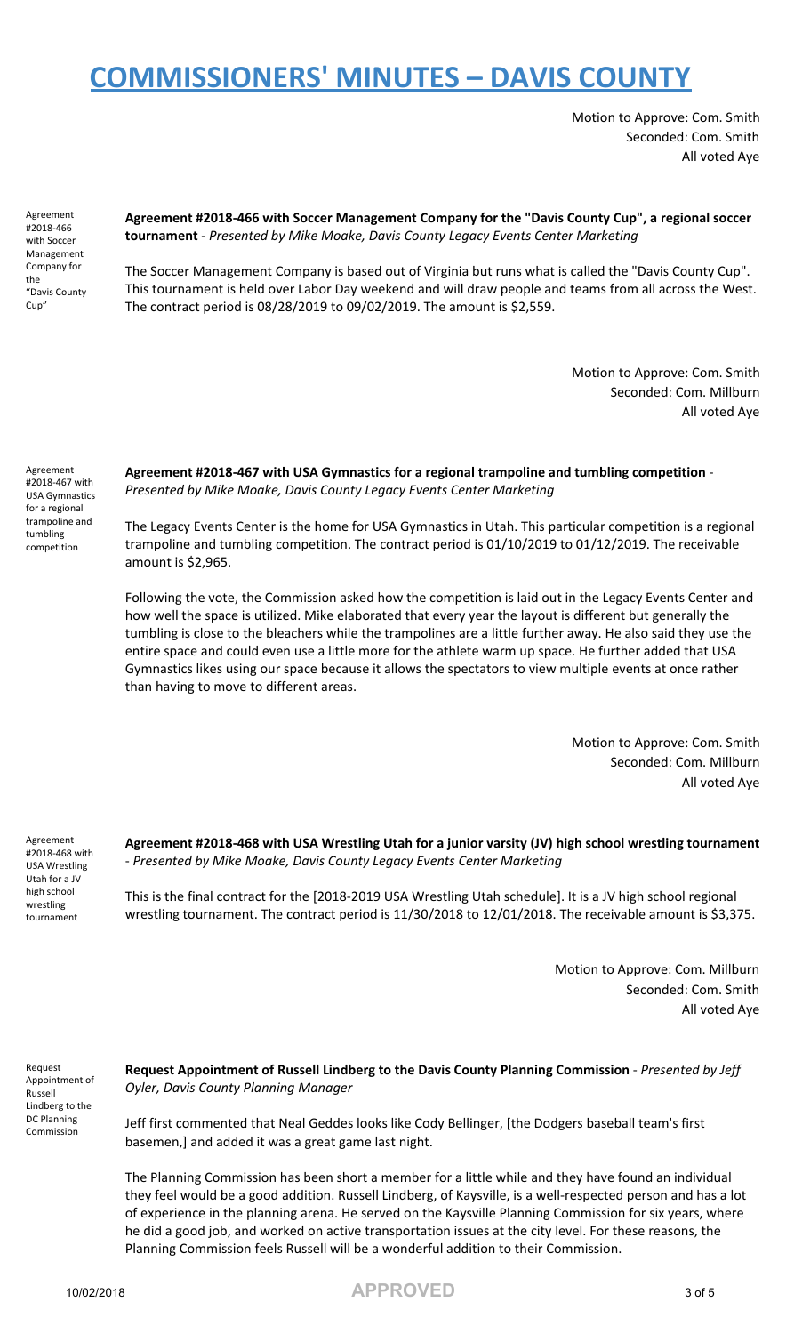# COMMISSIONERS' MINUTES – DAVIS COUNTY

Motion to Approve: Com. Smith
Seconded: Com. Smith
All voted Aye

Agreement #2018-466 with Soccer Management Company for the "Davis County Cup"

**Agreement #2018-466 with Soccer Management Company for the "Davis County Cup", a regional soccer tournament** - *Presented by Mike Moake, Davis County Legacy Events Center Marketing*

The Soccer Management Company is based out of Virginia but runs what is called the "Davis County Cup". This tournament is held over Labor Day weekend and will draw people and teams from all across the West. The contract period is 08/28/2019 to 09/02/2019. The amount is $2,559.

Motion to Approve: Com. Smith
Seconded: Com. Millburn
All voted Aye

Agreement #2018-467 with USA Gymnastics for a regional trampoline and tumbling competition

**Agreement #2018-467 with USA Gymnastics for a regional trampoline and tumbling competition** - *Presented by Mike Moake, Davis County Legacy Events Center Marketing*

The Legacy Events Center is the home for USA Gymnastics in Utah. This particular competition is a regional trampoline and tumbling competition. The contract period is 01/10/2019 to 01/12/2019. The receivable amount is $2,965.

Following the vote, the Commission asked how the competition is laid out in the Legacy Events Center and how well the space is utilized. Mike elaborated that every year the layout is different but generally the tumbling is close to the bleachers while the trampolines are a little further away. He also said they use the entire space and could even use a little more for the athlete warm up space. He further added that USA Gymnastics likes using our space because it allows the spectators to view multiple events at once rather than having to move to different areas.

Motion to Approve: Com. Smith
Seconded: Com. Millburn
All voted Aye

Agreement #2018-468 with USA Wrestling Utah for a JV high school wrestling tournament

**Agreement #2018-468 with USA Wrestling Utah for a junior varsity (JV) high school wrestling tournament** - *Presented by Mike Moake, Davis County Legacy Events Center Marketing*

This is the final contract for the [2018-2019 USA Wrestling Utah schedule]. It is a JV high school regional wrestling tournament. The contract period is 11/30/2018 to 12/01/2018. The receivable amount is $3,375.

Motion to Approve: Com. Millburn
Seconded: Com. Smith
All voted Aye

Request Appointment of Russell Lindberg to the DC Planning Commission

**Request Appointment of Russell Lindberg to the Davis County Planning Commission** - *Presented by Jeff Oyler, Davis County Planning Manager*

Jeff first commented that Neal Geddes looks like Cody Bellinger, [the Dodgers baseball team's first basemen,] and added it was a great game last night.

The Planning Commission has been short a member for a little while and they have found an individual they feel would be a good addition. Russell Lindberg, of Kaysville, is a well-respected person and has a lot of experience in the planning arena. He served on the Kaysville Planning Commission for six years, where he did a good job, and worked on active transportation issues at the city level. For these reasons, the Planning Commission feels Russell will be a wonderful addition to their Commission.

10/02/2018 **APPROVED**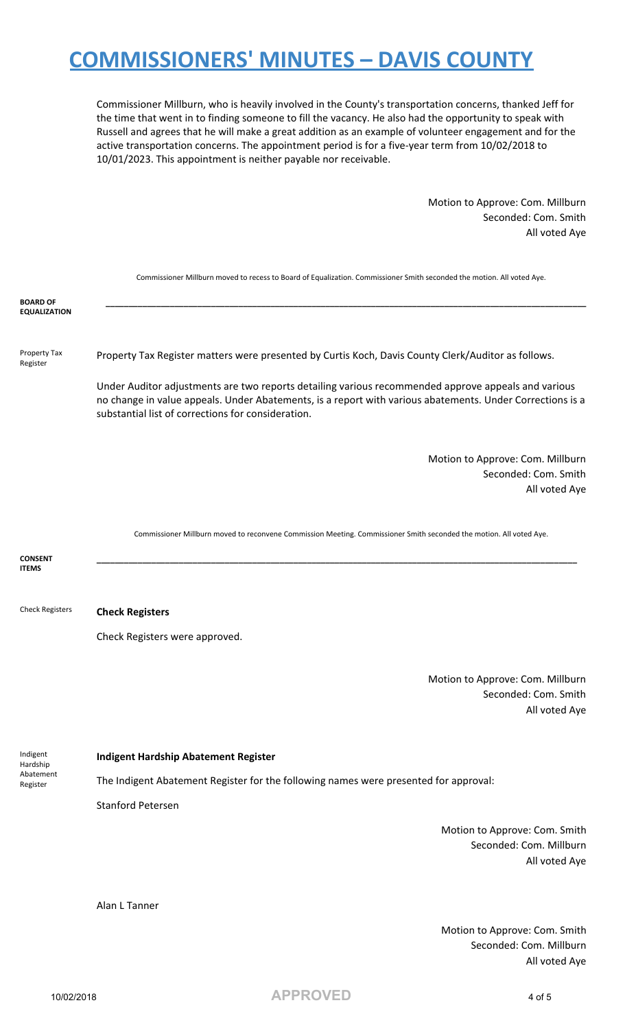Commissioner Millburn, who is heavily involved in the County's transportation concerns, thanked Jeff for the time that went in to finding someone to fill the vacancy. He also had the opportunity to speak with Russell and agrees that he will make a great addition as an example of volunteer engagement and for the active transportation concerns. The appointment period is for a five-year term from 10/02/2018 to 10/01/2023. This appointment is neither payable nor receivable.

Motion to Approve: Com. Millburn
Seconded: Com. Smith
All voted Aye

Commissioner Millburn moved to recess to Board of Equalization. Commissioner Smith seconded the motion. All voted Aye.

## BOARD OF EQUALIZATION

---

**Property Tax Register**

Property Tax Register matters were presented by Curtis Koch, Davis County Clerk/Auditor as follows.

Under Auditor adjustments are two reports detailing various recommended approve appeals and various no change in value appeals. Under Abatements, is a report with various abatements. Under Corrections is a substantial list of corrections for consideration.

Motion to Approve: Com. Millburn
Seconded: Com. Smith
All voted Aye

Commissioner Millburn moved to reconvene Commission Meeting. Commissioner Smith seconded the motion. All voted Aye.

## CONSENT ITEMS

---

**Check Registers**

Check Registers were approved.

Motion to Approve: Com. Millburn
Seconded: Com. Smith
All voted Aye

**Indigent Hardship Abatement Register**

The Indigent Abatement Register for the following names were presented for approval:

Stanford Petersen

Motion to Approve: Com. Smith
Seconded: Com. Millburn
All voted Aye

Alan L Tanner

Motion to Approve: Com. Smith
Seconded: Com. Millburn
All voted Aye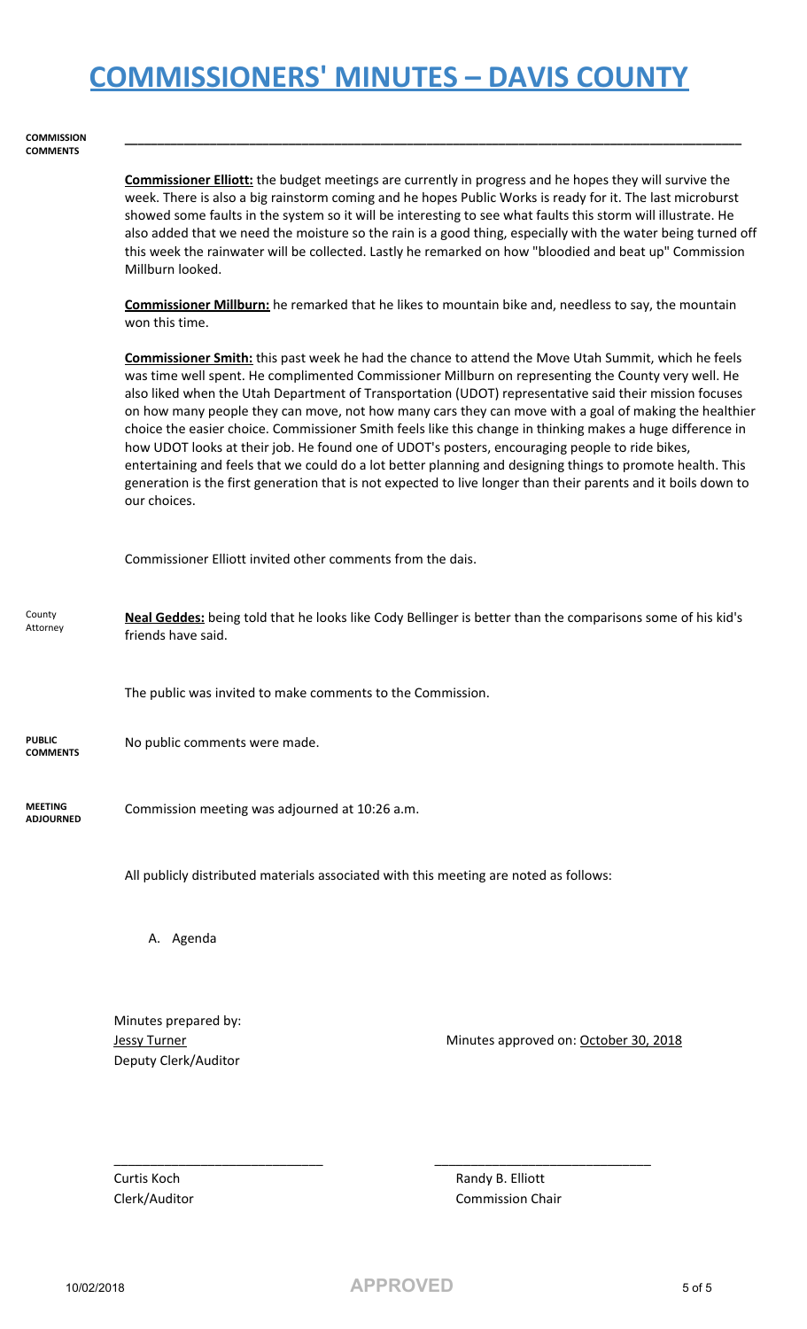# COMMISSIONERS' MINUTES – DAVIS COUNTY

**COMMISSION COMMENTS**

**Commissioner Elliott:** the budget meetings are currently in progress and he hopes they will survive the week. There is also a big rainstorm coming and he hopes Public Works is ready for it. The last microburst showed some faults in the system so it will be interesting to see what faults this storm will illustrate. He also added that we need the moisture so the rain is a good thing, especially with the water being turned off this week the rainwater will be collected. Lastly he remarked on how "bloodied and beat up" Commission Millburn looked.

**Commissioner Millburn:** he remarked that he likes to mountain bike and, needless to say, the mountain won this time.

**Commissioner Smith:** this past week he had the chance to attend the Move Utah Summit, which he feels was time well spent. He complimented Commissioner Millburn on representing the County very well. He also liked when the Utah Department of Transportation (UDOT) representative said their mission focuses on how many people they can move, not how many cars they can move with a goal of making the healthier choice the easier choice. Commissioner Smith feels like this change in thinking makes a huge difference in how UDOT looks at their job. He found one of UDOT's posters, encouraging people to ride bikes, entertaining and feels that we could do a lot better planning and designing things to promote health. This generation is the first generation that is not expected to live longer than their parents and it boils down to our choices.

Commissioner Elliott invited other comments from the dais.

County Attorney

**Neal Geddes:** being told that he looks like Cody Bellinger is better than the comparisons some of his kid's friends have said.

The public was invited to make comments to the Commission.

**PUBLIC COMMENTS**

No public comments were made.

**MEETING ADJOURNED**

Commission meeting was adjourned at 10:26 a.m.

All publicly distributed materials associated with this meeting are noted as follows:

A. Agenda

Minutes prepared by:
Jessy Turner
Deputy Clerk/Auditor

Minutes approved on: October 30, 2018

\_\_\_\_\_\_\_\_\_\_\_\_\_\_\_\_\_\_\_\_\_\_\_\_\_\_\_\_\_\_
Curtis Koch
Clerk/Auditor

\_\_\_\_\_\_\_\_\_\_\_\_\_\_\_\_\_\_\_\_\_\_\_\_\_\_\_\_\_\_
Randy B. Elliott
Commission Chair

10/02/2018 **APPROVED**